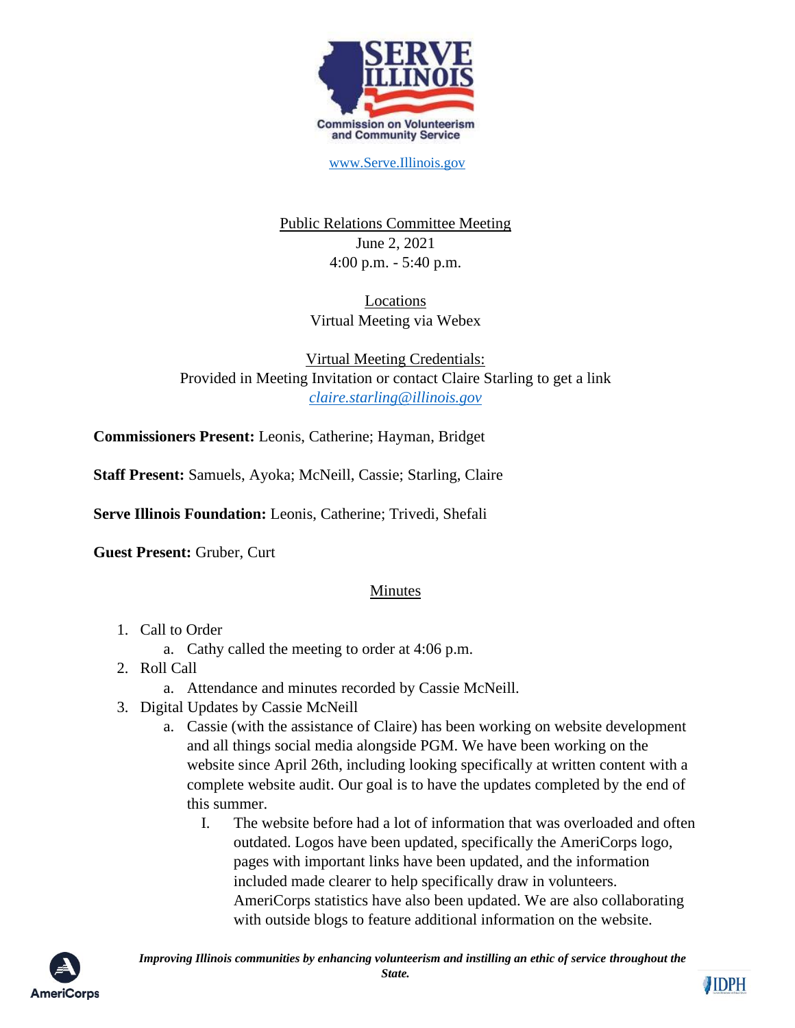SERVE ILLINOIS

Commission on Volunteerism and Community Service

www.Serve.Illinois.gov

Public Relations Committee Meeting
June 2, 2021
4:00 p.m. - 5:40 p.m.

Locations
Virtual Meeting via Webex

Virtual Meeting Credentials:
Provided in Meeting Invitation or contact Claire Starling to get a link
*claire.starling@illinois.gov*

**Commissioners Present:** Leonis, Catherine; Hayman, Bridget

**Staff Present:** Samuels, Ayoka; McNeill, Cassie; Starling, Claire

**Serve Illinois Foundation:** Leonis, Catherine; Trivedi, Shefali

**Guest Present:** Gruber, Curt

## Minutes

1. Call to Order
   a. Cathy called the meeting to order at 4:06 p.m.
2. Roll Call
   a. Attendance and minutes recorded by Cassie McNeill.
3. Digital Updates by Cassie McNeill
   a. Cassie (with the assistance of Claire) has been working on website development and all things social media alongside PGM. We have been working on the website since April 26th, including looking specifically at written content with a complete website audit. Our goal is to have the updates completed by the end of this summer.
      I. The website before had a lot of information that was overloaded and often outdated. Logos have been updated, specifically the AmeriCorps logo, pages with important links have been updated, and the information included made clearer to help specifically draw in volunteers. AmeriCorps statistics have also been updated. We are also collaborating with outside blogs to feature additional information on the website.

*Improving Illinois communities by enhancing volunteerism and instilling an ethic of service throughout the State.*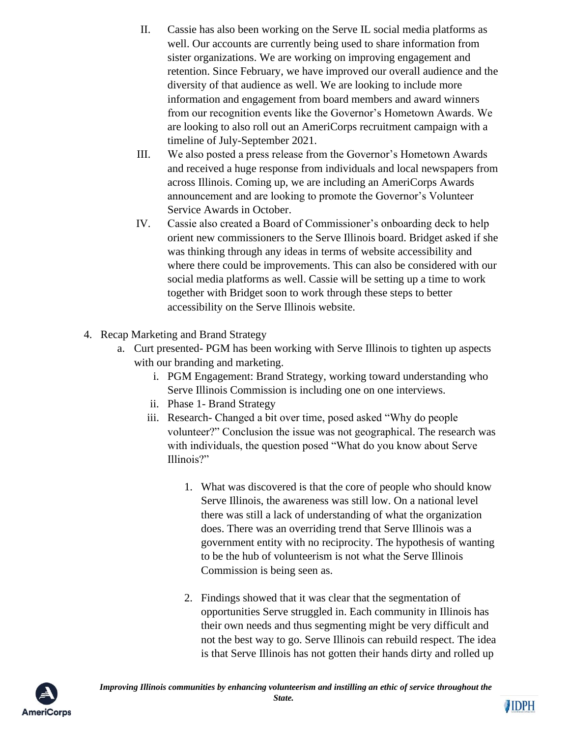II. Cassie has also been working on the Serve IL social media platforms as well. Our accounts are currently being used to share information from sister organizations. We are working on improving engagement and retention. Since February, we have improved our overall audience and the diversity of that audience as well. We are looking to include more information and engagement from board members and award winners from our recognition events like the Governor's Hometown Awards. We are looking to also roll out an AmeriCorps recruitment campaign with a timeline of July-September 2021.

III. We also posted a press release from the Governor's Hometown Awards and received a huge response from individuals and local newspapers from across Illinois. Coming up, we are including an AmeriCorps Awards announcement and are looking to promote the Governor's Volunteer Service Awards in October.

IV. Cassie also created a Board of Commissioner's onboarding deck to help orient new commissioners to the Serve Illinois board. Bridget asked if she was thinking through any ideas in terms of website accessibility and where there could be improvements. This can also be considered with our social media platforms as well. Cassie will be setting up a time to work together with Bridget soon to work through these steps to better accessibility on the Serve Illinois website.

4. Recap Marketing and Brand Strategy
   a. Curt presented- PGM has been working with Serve Illinois to tighten up aspects with our branding and marketing.
      i. PGM Engagement: Brand Strategy, working toward understanding who Serve Illinois Commission is including one on one interviews.
      ii. Phase 1- Brand Strategy
      iii. Research- Changed a bit over time, posed asked "Why do people volunteer?" Conclusion the issue was not geographical. The research was with individuals, the question posed "What do you know about Serve Illinois?"

         1. What was discovered is that the core of people who should know Serve Illinois, the awareness was still low. On a national level there was still a lack of understanding of what the organization does. There was an overriding trend that Serve Illinois was a government entity with no reciprocity. The hypothesis of wanting to be the hub of volunteerism is not what the Serve Illinois Commission is being seen as.

         2. Findings showed that it was clear that the segmentation of opportunities Serve struggled in. Each community in Illinois has their own needs and thus segmenting might be very difficult and not the best way to go. Serve Illinois can rebuild respect. The idea is that Serve Illinois has not gotten their hands dirty and rolled up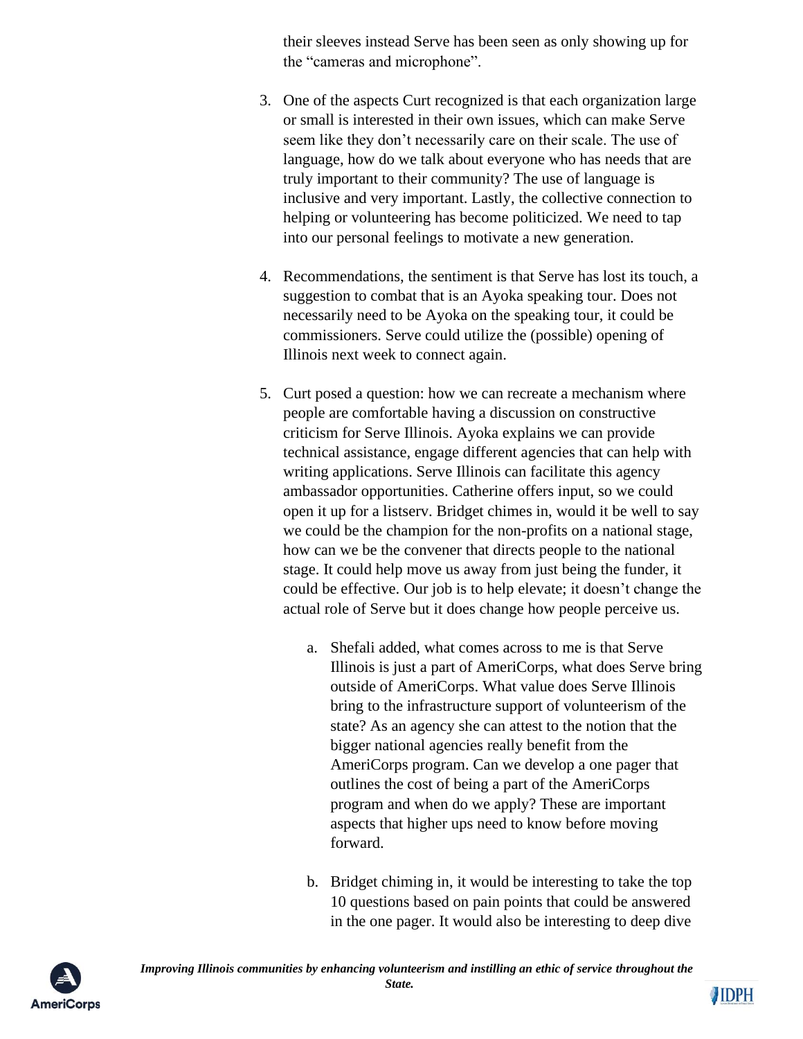their sleeves instead Serve has been seen as only showing up for the "cameras and microphone".

3. One of the aspects Curt recognized is that each organization large or small is interested in their own issues, which can make Serve seem like they don't necessarily care on their scale. The use of language, how do we talk about everyone who has needs that are truly important to their community? The use of language is inclusive and very important. Lastly, the collective connection to helping or volunteering has become politicized. We need to tap into our personal feelings to motivate a new generation.

4. Recommendations, the sentiment is that Serve has lost its touch, a suggestion to combat that is an Ayoka speaking tour. Does not necessarily need to be Ayoka on the speaking tour, it could be commissioners. Serve could utilize the (possible) opening of Illinois next week to connect again.

5. Curt posed a question: how we can recreate a mechanism where people are comfortable having a discussion on constructive criticism for Serve Illinois. Ayoka explains we can provide technical assistance, engage different agencies that can help with writing applications. Serve Illinois can facilitate this agency ambassador opportunities. Catherine offers input, so we could open it up for a listserv. Bridget chimes in, would it be well to say we could be the champion for the non-profits on a national stage, how can we be the convener that directs people to the national stage. It could help move us away from just being the funder, it could be effective. Our job is to help elevate; it doesn't change the actual role of Serve but it does change how people perceive us.

   a. Shefali added, what comes across to me is that Serve Illinois is just a part of AmeriCorps, what does Serve bring outside of AmeriCorps. What value does Serve Illinois bring to the infrastructure support of volunteerism of the state? As an agency she can attest to the notion that the bigger national agencies really benefit from the AmeriCorps program. Can we develop a one pager that outlines the cost of being a part of the AmeriCorps program and when do we apply? These are important aspects that higher ups need to know before moving forward.

   b. Bridget chiming in, it would be interesting to take the top 10 questions based on pain points that could be answered in the one pager. It would also be interesting to deep dive

*Improving Illinois communities by enhancing volunteerism and instilling an ethic of service throughout the State.*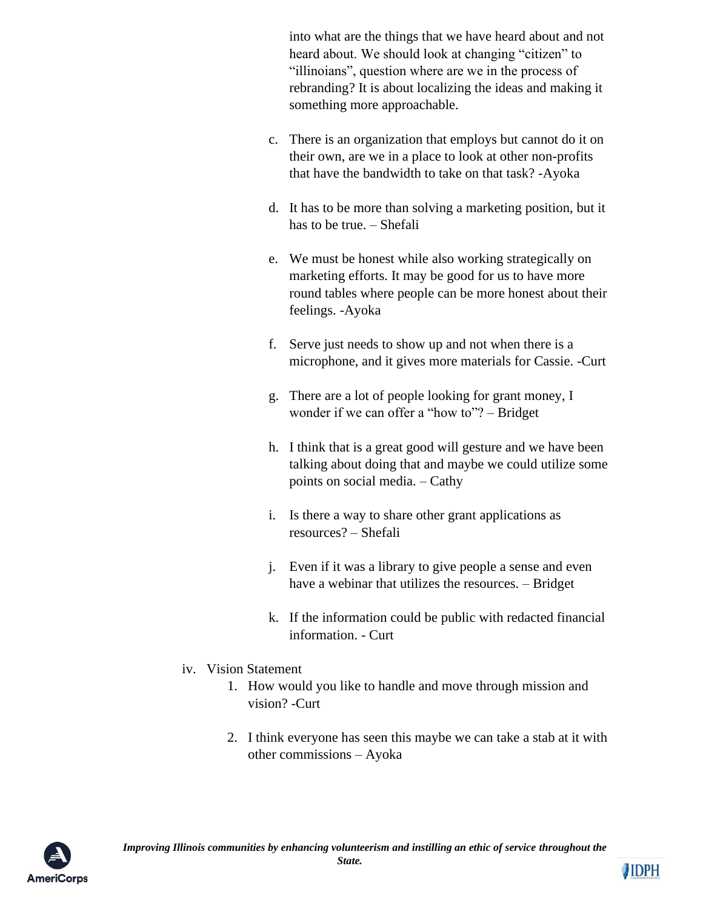into what are the things that we have heard about and not heard about. We should look at changing "citizen" to "illinoians", question where are we in the process of rebranding? It is about localizing the ideas and making it something more approachable.

c. There is an organization that employs but cannot do it on their own, are we in a place to look at other non-profits that have the bandwidth to take on that task? -Ayoka

d. It has to be more than solving a marketing position, but it has to be true. – Shefali

e. We must be honest while also working strategically on marketing efforts. It may be good for us to have more round tables where people can be more honest about their feelings. -Ayoka

f. Serve just needs to show up and not when there is a microphone, and it gives more materials for Cassie. -Curt

g. There are a lot of people looking for grant money, I wonder if we can offer a "how to"? – Bridget

h. I think that is a great good will gesture and we have been talking about doing that and maybe we could utilize some points on social media. – Cathy

i. Is there a way to share other grant applications as resources? – Shefali

j. Even if it was a library to give people a sense and even have a webinar that utilizes the resources. – Bridget

k. If the information could be public with redacted financial information. - Curt

iv. Vision Statement

1. How would you like to handle and move through mission and vision? -Curt

2. I think everyone has seen this maybe we can take a stab at it with other commissions – Ayoka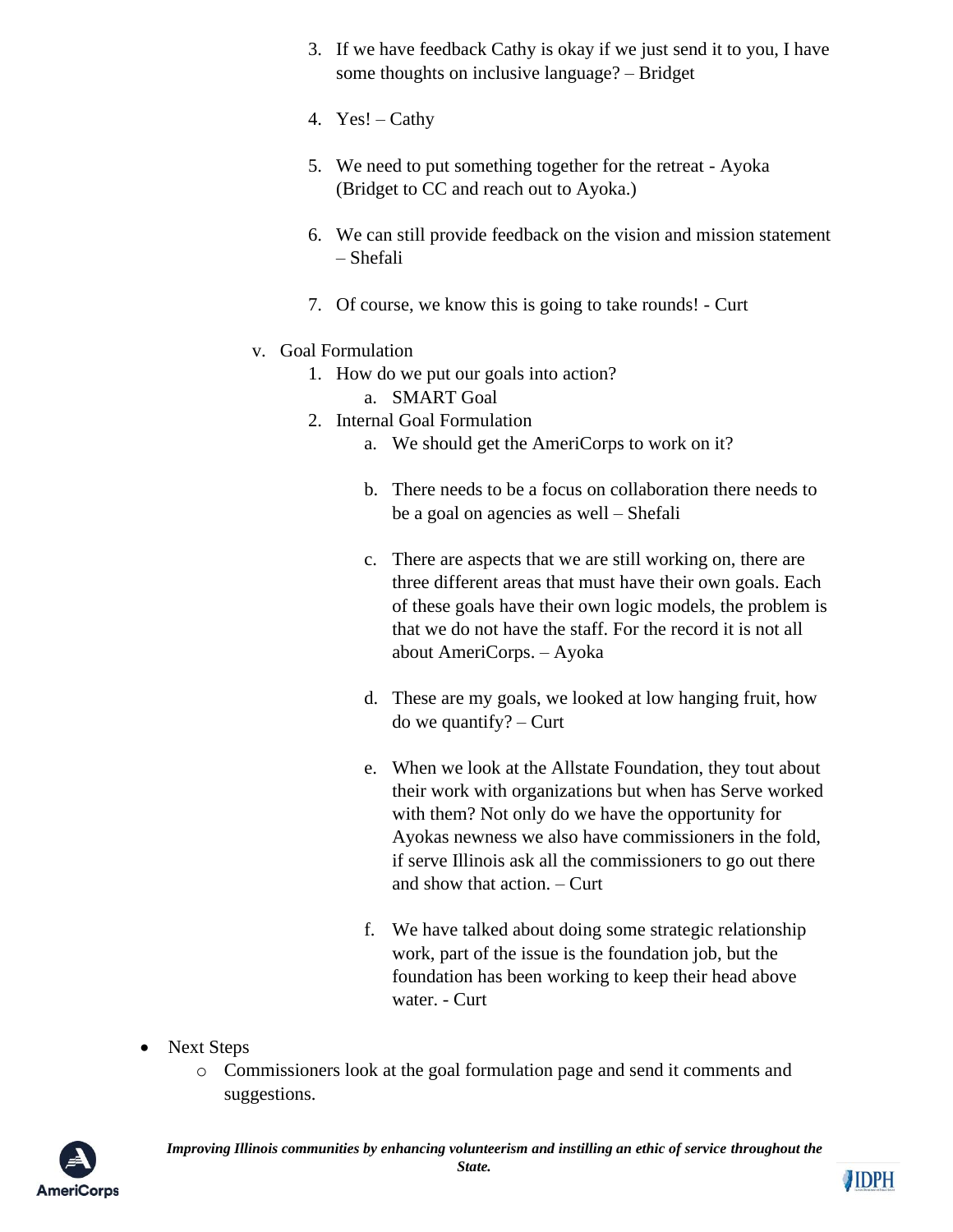3. If we have feedback Cathy is okay if we just send it to you, I have some thoughts on inclusive language? – Bridget

4. Yes! – Cathy

5. We need to put something together for the retreat - Ayoka (Bridget to CC and reach out to Ayoka.)

6. We can still provide feedback on the vision and mission statement – Shefali

7. Of course, we know this is going to take rounds! - Curt

v. Goal Formulation

1. How do we put our goals into action?
   a. SMART Goal
2. Internal Goal Formulation
   a. We should get the AmeriCorps to work on it?

   b. There needs to be a focus on collaboration there needs to be a goal on agencies as well – Shefali

   c. There are aspects that we are still working on, there are three different areas that must have their own goals. Each of these goals have their own logic models, the problem is that we do not have the staff. For the record it is not all about AmeriCorps. – Ayoka

   d. These are my goals, we looked at low hanging fruit, how do we quantify? – Curt

   e. When we look at the Allstate Foundation, they tout about their work with organizations but when has Serve worked with them? Not only do we have the opportunity for Ayokas newness we also have commissioners in the fold, if serve Illinois ask all the commissioners to go out there and show that action. – Curt

   f. We have talked about doing some strategic relationship work, part of the issue is the foundation job, but the foundation has been working to keep their head above water. - Curt

- Next Steps
  - Commissioners look at the goal formulation page and send it comments and suggestions.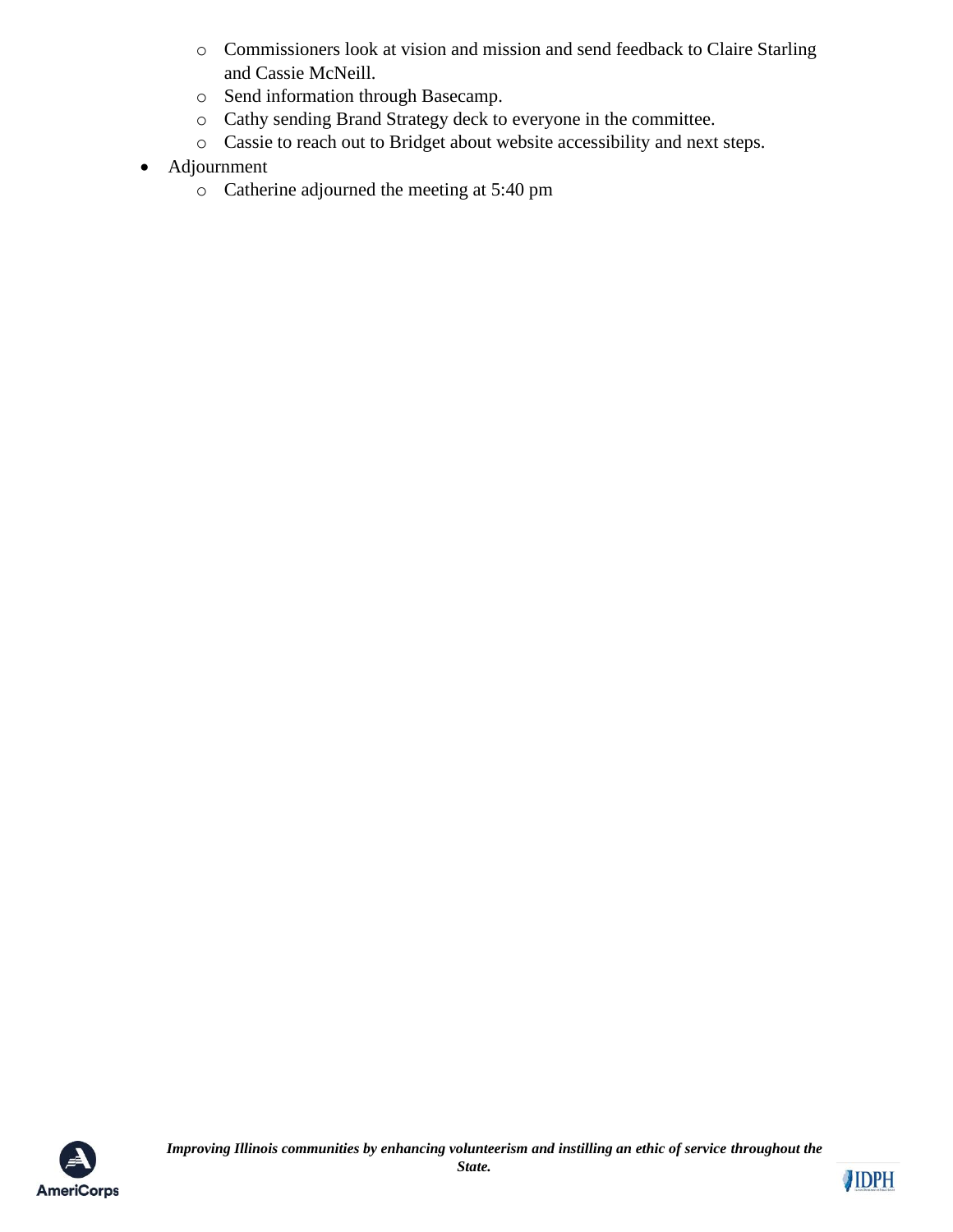- Commissioners look at vision and mission and send feedback to Claire Starling and Cassie McNeill.
    - Send information through Basecamp.
    - Cathy sending Brand Strategy deck to everyone in the committee.
    - Cassie to reach out to Bridget about website accessibility and next steps.
- Adjournment
    - Catherine adjourned the meeting at 5:40 pm